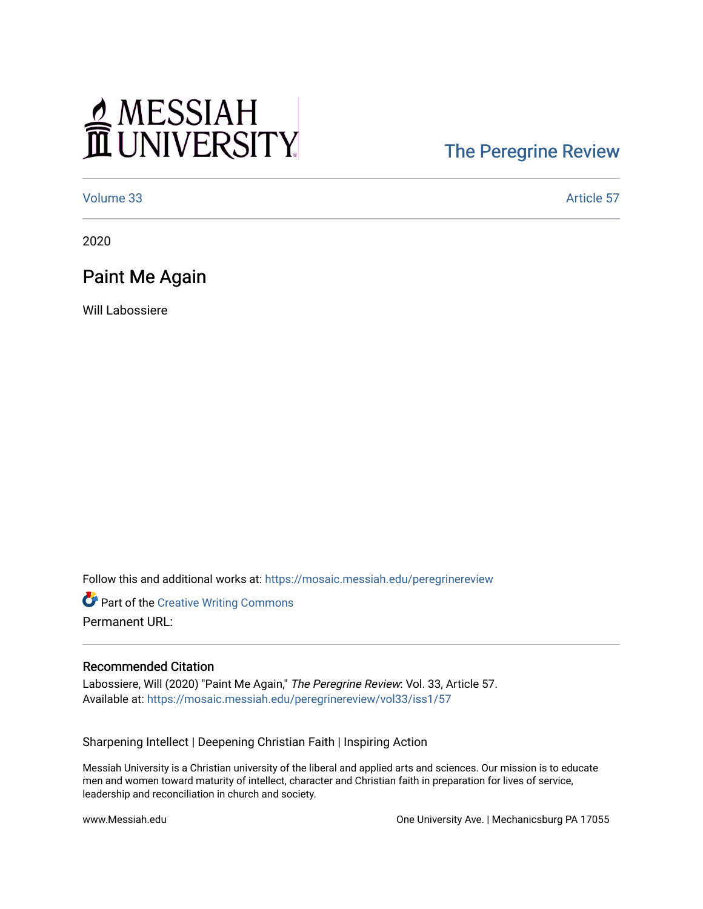MESSIAH UNIVERSITY

The Peregrine Review

Volume 33 | Article 57

2020

# Paint Me Again

Will Labossiere

Follow this and additional works at: https://mosaic.messiah.edu/peregrinereview

Part of the Creative Writing Commons

Permanent URL:

## Recommended Citation

Labossiere, Will (2020) "Paint Me Again," *The Peregrine Review*: Vol. 33, Article 57.
Available at: https://mosaic.messiah.edu/peregrinereview/vol33/iss1/57

Sharpening Intellect | Deepening Christian Faith | Inspiring Action

Messiah University is a Christian university of the liberal and applied arts and sciences. Our mission is to educate men and women toward maturity of intellect, character and Christian faith in preparation for lives of service, leadership and reconciliation in church and society.

www.Messiah.edu

One University Ave. | Mechanicsburg PA 17055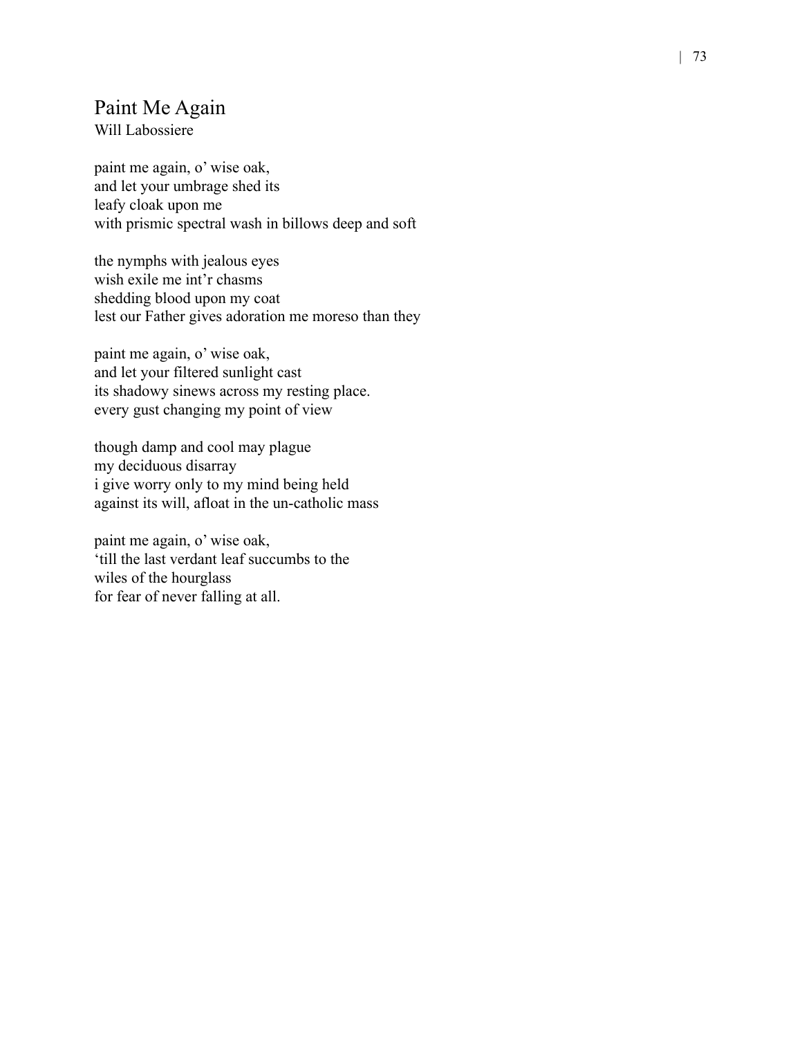# Paint Me Again

Will Labossiere

paint me again, o' wise oak,
and let your umbrage shed its
leafy cloak upon me
with prismic spectral wash in billows deep and soft

the nymphs with jealous eyes
wish exile me int'r chasms
shedding blood upon my coat
lest our Father gives adoration me moreso than they

paint me again, o' wise oak,
and let your filtered sunlight cast
its shadowy sinews across my resting place.
every gust changing my point of view

though damp and cool may plague
my deciduous disarray
i give worry only to my mind being held
against its will, afloat in the un-catholic mass

paint me again, o' wise oak,
'till the last verdant leaf succumbs to the
wiles of the hourglass
for fear of never falling at all.